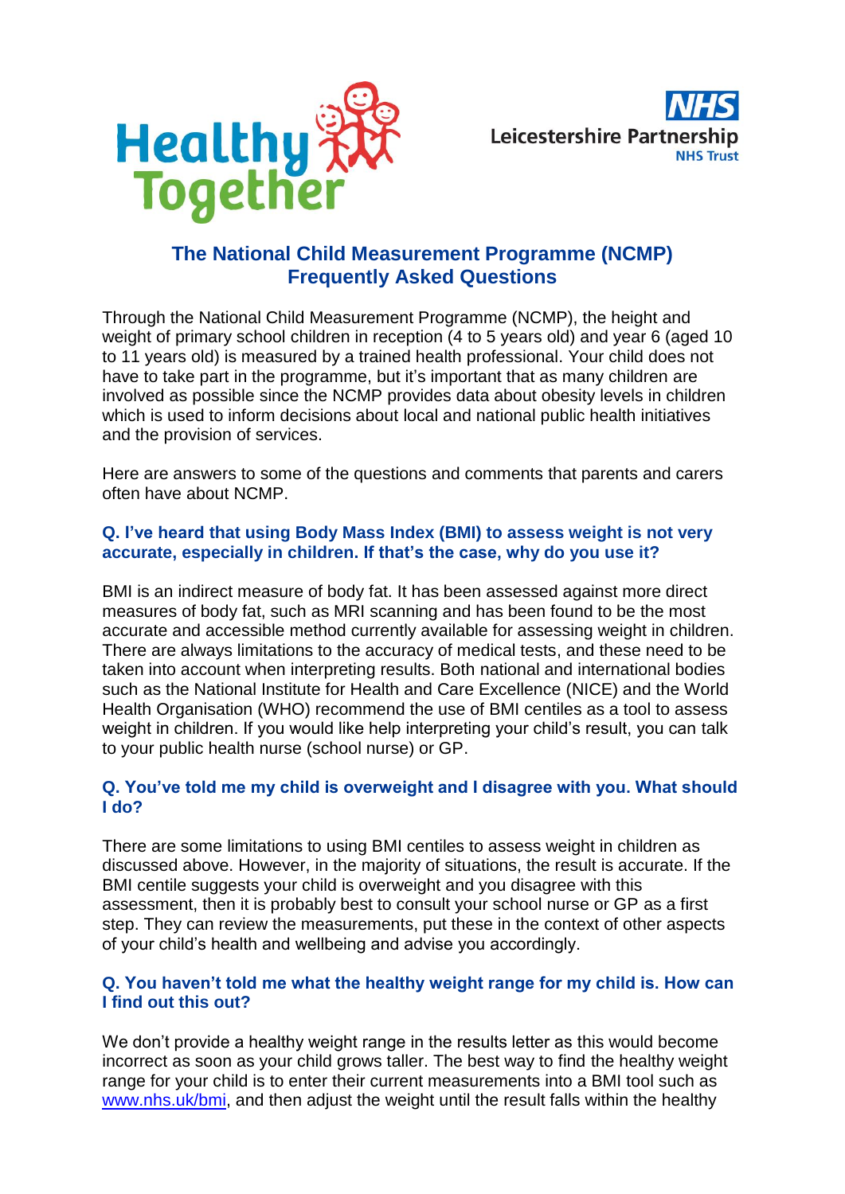Healthy Together

Leicestershire Partnership NHS Trust

# The National Child Measurement Programme (NCMP) Frequently Asked Questions

Through the National Child Measurement Programme (NCMP), the height and weight of primary school children in reception (4 to 5 years old) and year 6 (aged 10 to 11 years old) is measured by a trained health professional. Your child does not have to take part in the programme, but it's important that as many children are involved as possible since the NCMP provides data about obesity levels in children which is used to inform decisions about local and national public health initiatives and the provision of services.

Here are answers to some of the questions and comments that parents and carers often have about NCMP.

### Q. I've heard that using Body Mass Index (BMI) to assess weight is not very accurate, especially in children. If that's the case, why do you use it?

BMI is an indirect measure of body fat. It has been assessed against more direct measures of body fat, such as MRI scanning and has been found to be the most accurate and accessible method currently available for assessing weight in children. There are always limitations to the accuracy of medical tests, and these need to be taken into account when interpreting results. Both national and international bodies such as the National Institute for Health and Care Excellence (NICE) and the World Health Organisation (WHO) recommend the use of BMI centiles as a tool to assess weight in children. If you would like help interpreting your child's result, you can talk to your public health nurse (school nurse) or GP.

### Q. You've told me my child is overweight and I disagree with you. What should I do?

There are some limitations to using BMI centiles to assess weight in children as discussed above. However, in the majority of situations, the result is accurate. If the BMI centile suggests your child is overweight and you disagree with this assessment, then it is probably best to consult your school nurse or GP as a first step. They can review the measurements, put these in the context of other aspects of your child's health and wellbeing and advise you accordingly.

### Q. You haven't told me what the healthy weight range for my child is. How can I find out this out?

We don't provide a healthy weight range in the results letter as this would become incorrect as soon as your child grows taller. The best way to find the healthy weight range for your child is to enter their current measurements into a BMI tool such as www.nhs.uk/bmi, and then adjust the weight until the result falls within the healthy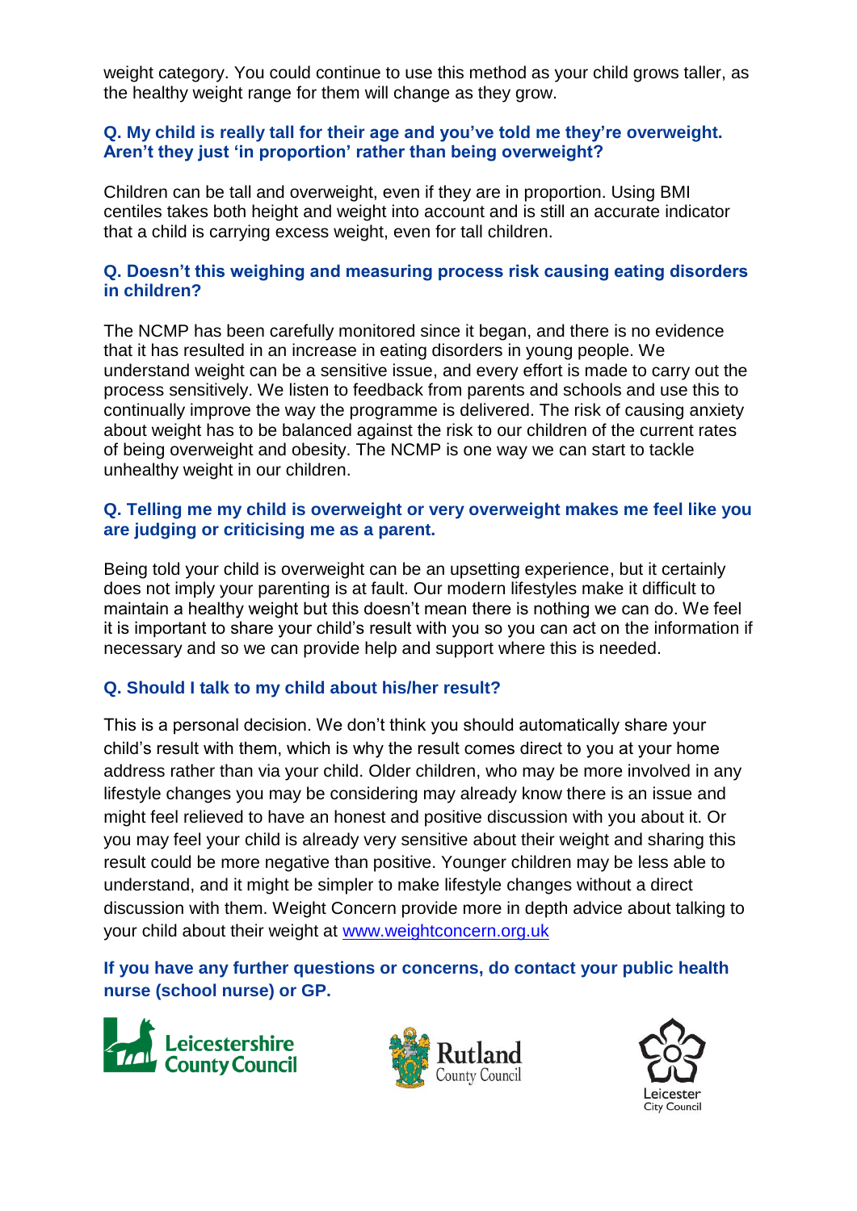weight category. You could continue to use this method as your child grows taller, as the healthy weight range for them will change as they grow.

### Q. My child is really tall for their age and you've told me they're overweight. Aren't they just 'in proportion' rather than being overweight?

Children can be tall and overweight, even if they are in proportion. Using BMI centiles takes both height and weight into account and is still an accurate indicator that a child is carrying excess weight, even for tall children.

### Q. Doesn't this weighing and measuring process risk causing eating disorders in children?

The NCMP has been carefully monitored since it began, and there is no evidence that it has resulted in an increase in eating disorders in young people. We understand weight can be a sensitive issue, and every effort is made to carry out the process sensitively. We listen to feedback from parents and schools and use this to continually improve the way the programme is delivered. The risk of causing anxiety about weight has to be balanced against the risk to our children of the current rates of being overweight and obesity. The NCMP is one way we can start to tackle unhealthy weight in our children.

### Q. Telling me my child is overweight or very overweight makes me feel like you are judging or criticising me as a parent.

Being told your child is overweight can be an upsetting experience, but it certainly does not imply your parenting is at fault. Our modern lifestyles make it difficult to maintain a healthy weight but this doesn't mean there is nothing we can do. We feel it is important to share your child's result with you so you can act on the information if necessary and so we can provide help and support where this is needed.

### Q. Should I talk to my child about his/her result?

This is a personal decision. We don't think you should automatically share your child's result with them, which is why the result comes direct to you at your home address rather than via your child. Older children, who may be more involved in any lifestyle changes you may be considering may already know there is an issue and might feel relieved to have an honest and positive discussion with you about it. Or you may feel your child is already very sensitive about their weight and sharing this result could be more negative than positive. Younger children may be less able to understand, and it might be simpler to make lifestyle changes without a direct discussion with them. Weight Concern provide more in depth advice about talking to your child about their weight at [www.weightconcern.org.uk](http://www.weightconcern.org.uk)

**If you have any further questions or concerns, do contact your public health nurse (school nurse) or GP.**

Leicestershire County Council

Rutland County Council

Leicester City Council